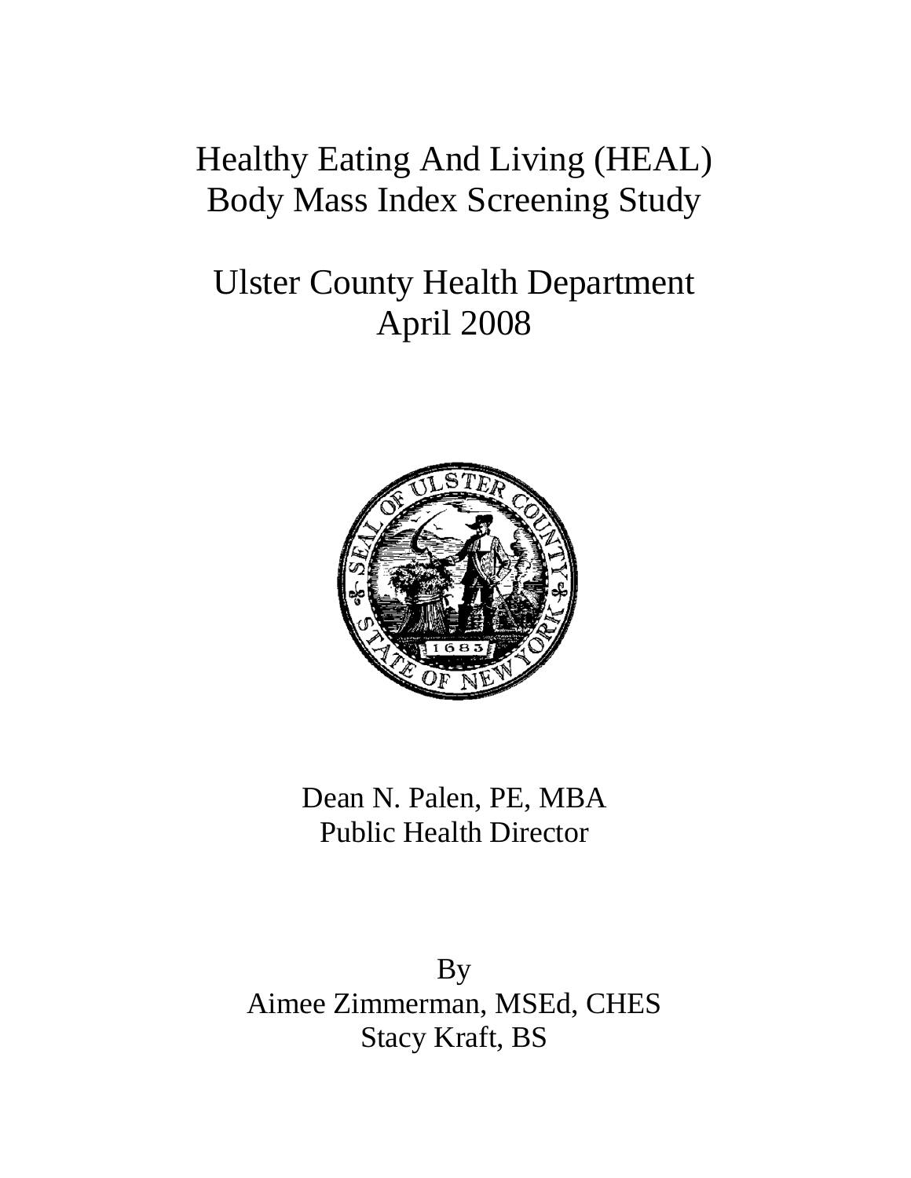# Healthy Eating And Living (HEAL)
# Body Mass Index Screening Study

## Ulster County Health Department
## April 2008

Dean N. Palen, PE, MBA
Public Health Director

By
Aimee Zimmerman, MSEd, CHES
Stacy Kraft, BS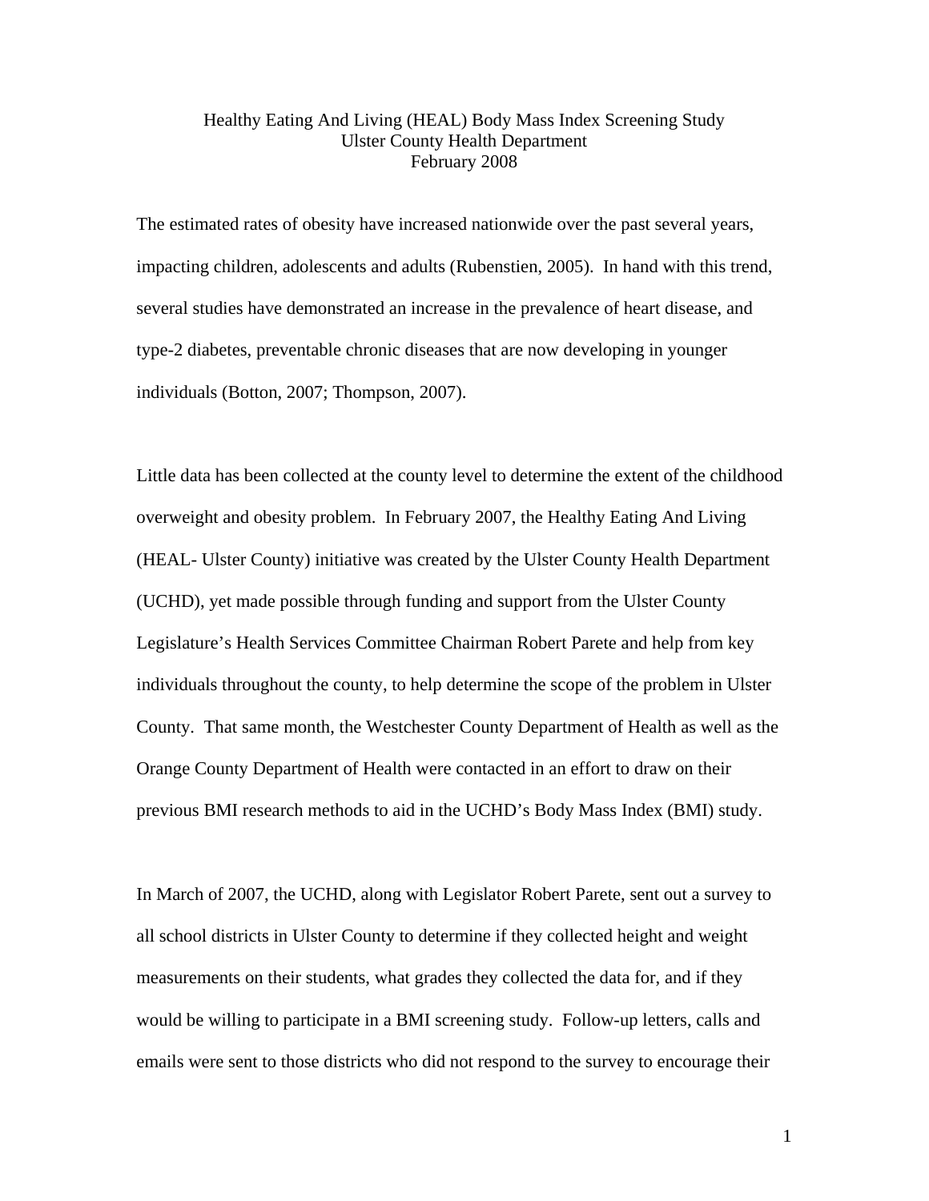# Healthy Eating And Living (HEAL) Body Mass Index Screening Study
## Ulster County Health Department
### February 2008

The estimated rates of obesity have increased nationwide over the past several years, impacting children, adolescents and adults (Rubenstien, 2005). In hand with this trend, several studies have demonstrated an increase in the prevalence of heart disease, and type-2 diabetes, preventable chronic diseases that are now developing in younger individuals (Botton, 2007; Thompson, 2007).

Little data has been collected at the county level to determine the extent of the childhood overweight and obesity problem. In February 2007, the Healthy Eating And Living (HEAL- Ulster County) initiative was created by the Ulster County Health Department (UCHD), yet made possible through funding and support from the Ulster County Legislature's Health Services Committee Chairman Robert Parete and help from key individuals throughout the county, to help determine the scope of the problem in Ulster County. That same month, the Westchester County Department of Health as well as the Orange County Department of Health were contacted in an effort to draw on their previous BMI research methods to aid in the UCHD's Body Mass Index (BMI) study.

In March of 2007, the UCHD, along with Legislator Robert Parete, sent out a survey to all school districts in Ulster County to determine if they collected height and weight measurements on their students, what grades they collected the data for, and if they would be willing to participate in a BMI screening study. Follow-up letters, calls and emails were sent to those districts who did not respond to the survey to encourage their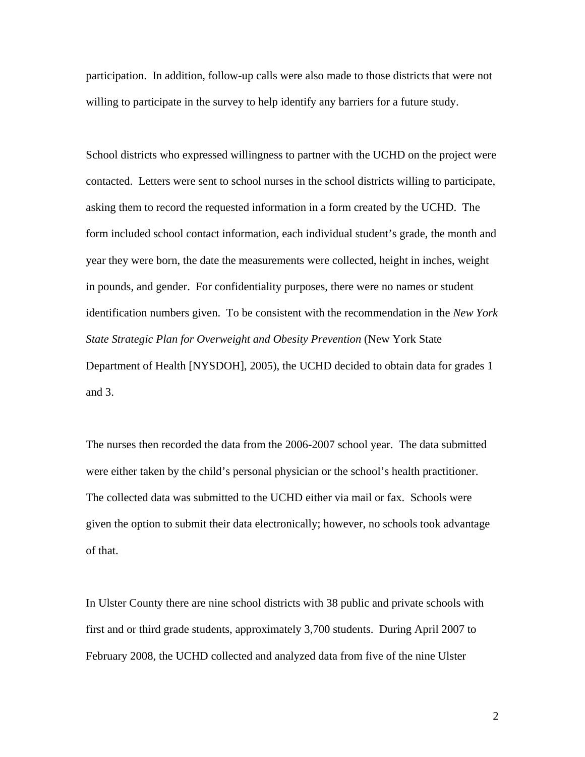participation. In addition, follow-up calls were also made to those districts that were not willing to participate in the survey to help identify any barriers for a future study.

School districts who expressed willingness to partner with the UCHD on the project were contacted. Letters were sent to school nurses in the school districts willing to participate, asking them to record the requested information in a form created by the UCHD. The form included school contact information, each individual student's grade, the month and year they were born, the date the measurements were collected, height in inches, weight in pounds, and gender. For confidentiality purposes, there were no names or student identification numbers given. To be consistent with the recommendation in the *New York State Strategic Plan for Overweight and Obesity Prevention* (New York State Department of Health [NYSDOH], 2005), the UCHD decided to obtain data for grades 1 and 3.

The nurses then recorded the data from the 2006-2007 school year. The data submitted were either taken by the child's personal physician or the school's health practitioner. The collected data was submitted to the UCHD either via mail or fax. Schools were given the option to submit their data electronically; however, no schools took advantage of that.

In Ulster County there are nine school districts with 38 public and private schools with first and or third grade students, approximately 3,700 students. During April 2007 to February 2008, the UCHD collected and analyzed data from five of the nine Ulster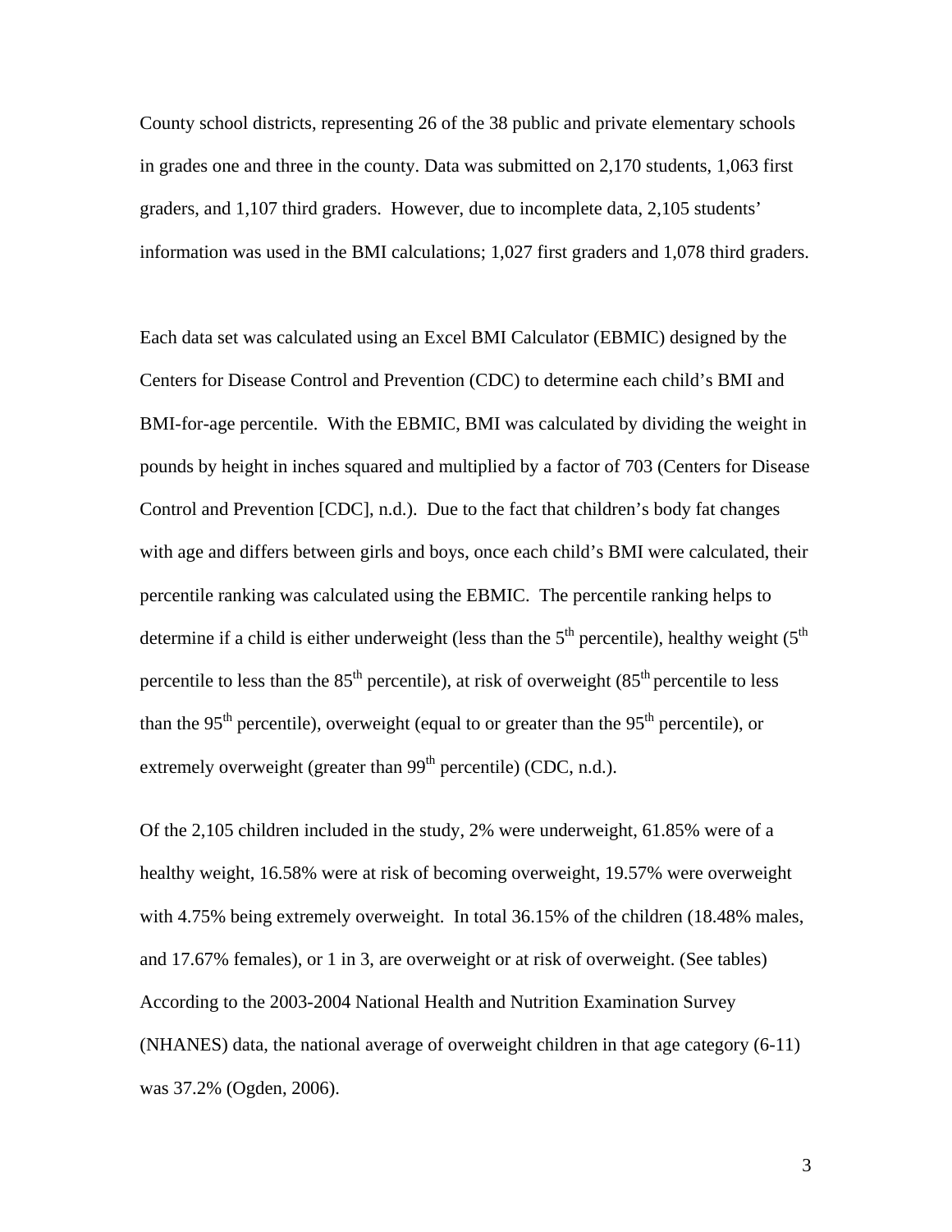County school districts, representing 26 of the 38 public and private elementary schools in grades one and three in the county. Data was submitted on 2,170 students, 1,063 first graders, and 1,107 third graders. However, due to incomplete data, 2,105 students' information was used in the BMI calculations; 1,027 first graders and 1,078 third graders.

Each data set was calculated using an Excel BMI Calculator (EBMIC) designed by the Centers for Disease Control and Prevention (CDC) to determine each child's BMI and BMI-for-age percentile. With the EBMIC, BMI was calculated by dividing the weight in pounds by height in inches squared and multiplied by a factor of 703 (Centers for Disease Control and Prevention [CDC], n.d.). Due to the fact that children's body fat changes with age and differs between girls and boys, once each child's BMI were calculated, their percentile ranking was calculated using the EBMIC. The percentile ranking helps to determine if a child is either underweight (less than the $5^{th}$ percentile), healthy weight ($5^{th}$ percentile to less than the $85^{th}$ percentile), at risk of overweight ($85^{th}$ percentile to less than the $95^{th}$ percentile), overweight (equal to or greater than the $95^{th}$ percentile), or extremely overweight (greater than $99^{th}$ percentile) (CDC, n.d.).

Of the 2,105 children included in the study, 2% were underweight, 61.85% were of a healthy weight, 16.58% were at risk of becoming overweight, 19.57% were overweight with 4.75% being extremely overweight. In total 36.15% of the children (18.48% males, and 17.67% females), or 1 in 3, are overweight or at risk of overweight. (See tables) According to the 2003-2004 National Health and Nutrition Examination Survey (NHANES) data, the national average of overweight children in that age category (6-11) was 37.2% (Ogden, 2006).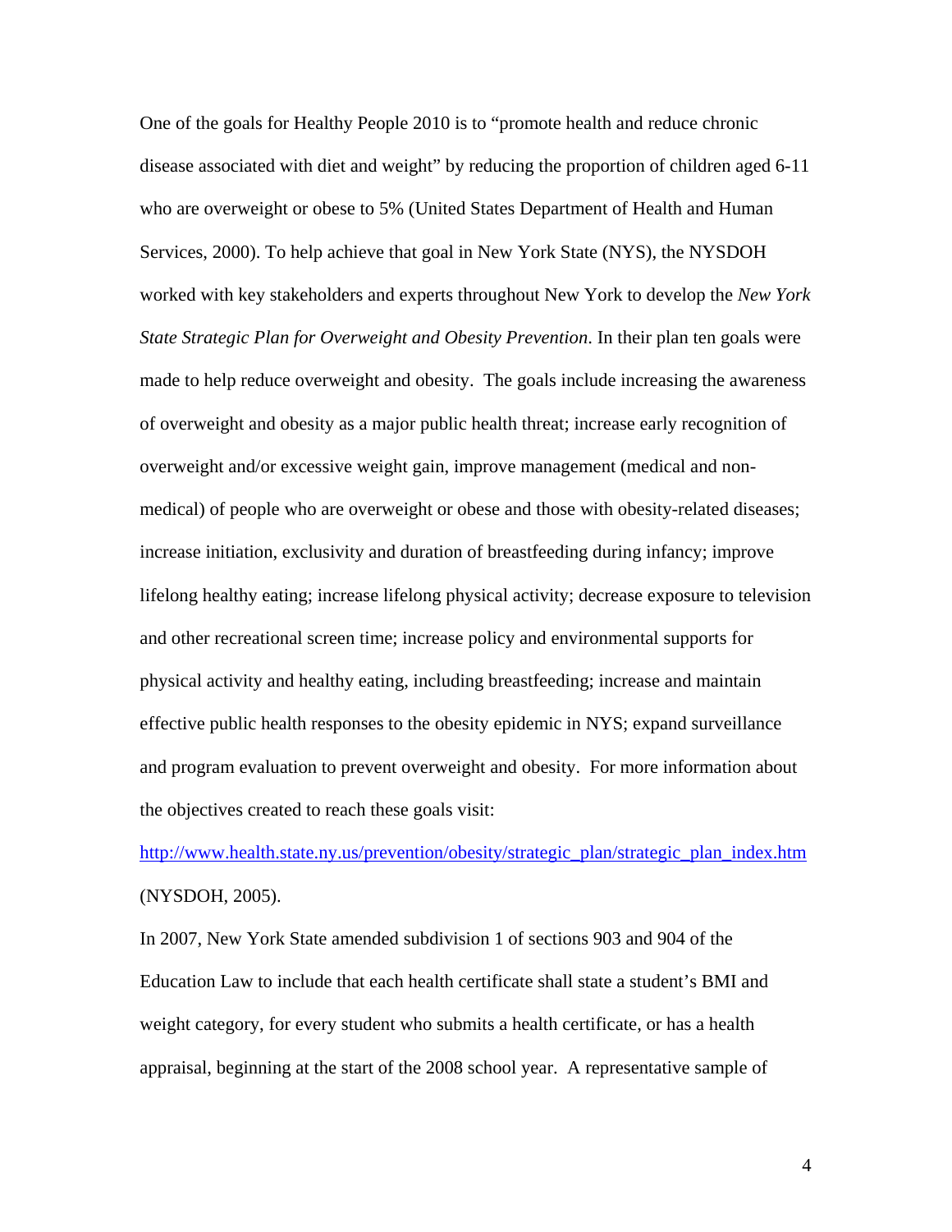One of the goals for Healthy People 2010 is to "promote health and reduce chronic disease associated with diet and weight" by reducing the proportion of children aged 6-11 who are overweight or obese to 5% (United States Department of Health and Human Services, 2000). To help achieve that goal in New York State (NYS), the NYSDOH worked with key stakeholders and experts throughout New York to develop the *New York State Strategic Plan for Overweight and Obesity Prevention*. In their plan ten goals were made to help reduce overweight and obesity. The goals include increasing the awareness of overweight and obesity as a major public health threat; increase early recognition of overweight and/or excessive weight gain, improve management (medical and non-medical) of people who are overweight or obese and those with obesity-related diseases; increase initiation, exclusivity and duration of breastfeeding during infancy; improve lifelong healthy eating; increase lifelong physical activity; decrease exposure to television and other recreational screen time; increase policy and environmental supports for physical activity and healthy eating, including breastfeeding; increase and maintain effective public health responses to the obesity epidemic in NYS; expand surveillance and program evaluation to prevent overweight and obesity. For more information about the objectives created to reach these goals visit: http://www.health.state.ny.us/prevention/obesity/strategic_plan/strategic_plan_index.htm (NYSDOH, 2005).

In 2007, New York State amended subdivision 1 of sections 903 and 904 of the Education Law to include that each health certificate shall state a student's BMI and weight category, for every student who submits a health certificate, or has a health appraisal, beginning at the start of the 2008 school year. A representative sample of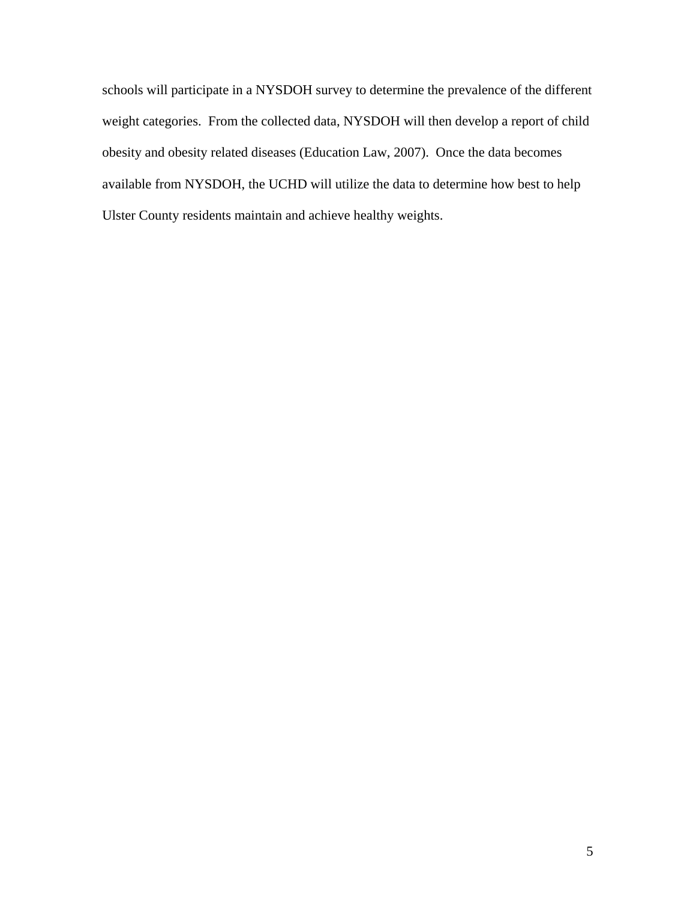schools will participate in a NYSDOH survey to determine the prevalence of the different weight categories. From the collected data, NYSDOH will then develop a report of child obesity and obesity related diseases (Education Law, 2007). Once the data becomes available from NYSDOH, the UCHD will utilize the data to determine how best to help Ulster County residents maintain and achieve healthy weights.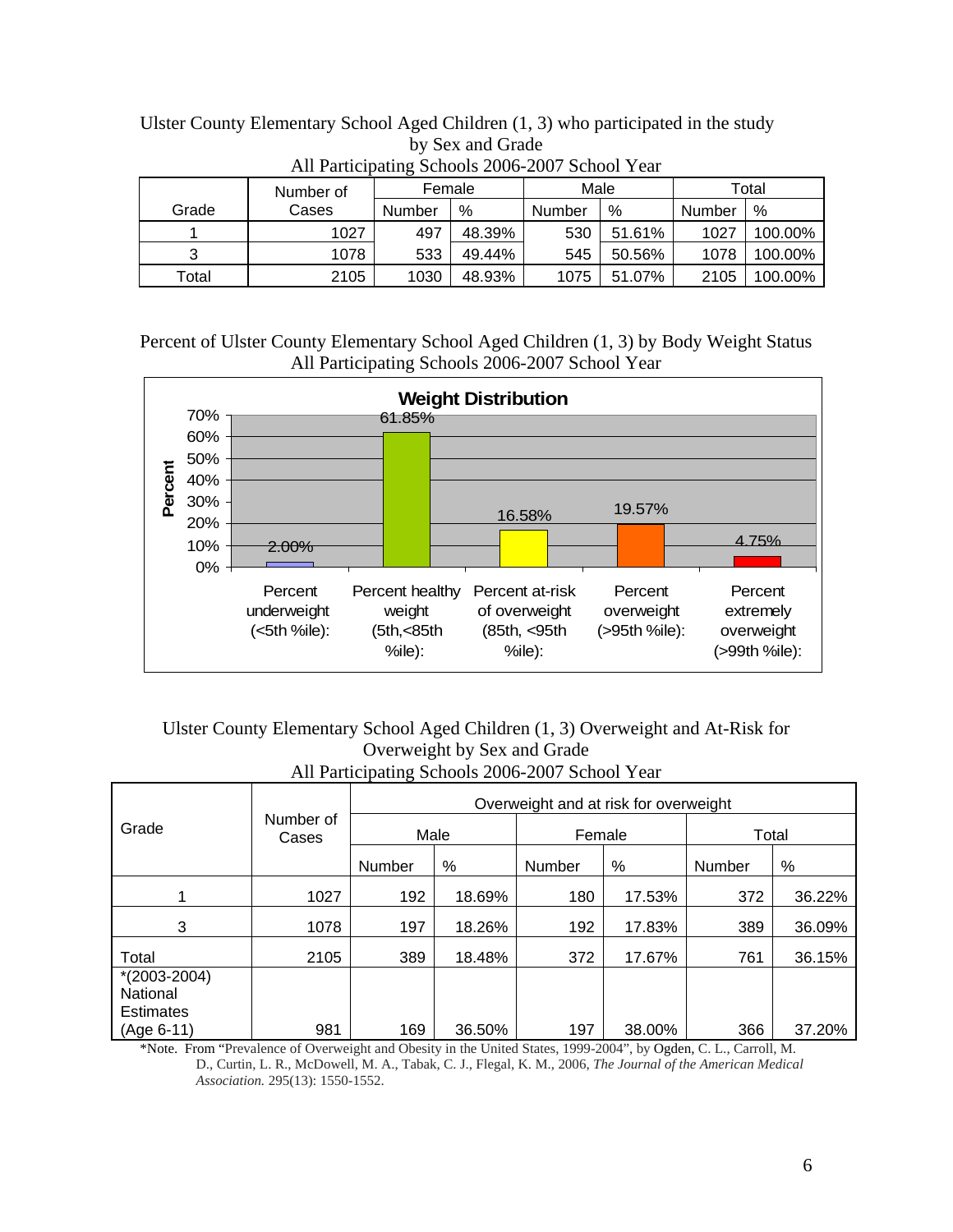Ulster County Elementary School Aged Children (1, 3) who participated in the study by Sex and Grade
All Participating Schools 2006-2007 School Year

| Grade | Number of Cases | Female | | Male | | Total | |
|---|---|---|---|---|---|---|---|
| | | Number | % | Number | % | Number | % |
| 1 | 1027 | 497 | 48.39% | 530 | 51.61% | 1027 | 100.00% |
| 3 | 1078 | 533 | 49.44% | 545 | 50.56% | 1078 | 100.00% |
| Total | 2105 | 1030 | 48.93% | 1075 | 51.07% | 2105 | 100.00% |

Percent of Ulster County Elementary School Aged Children (1, 3) by Body Weight Status
All Participating Schools 2006-2007 School Year

**Weight Distribution**

| Category | Percent |
|---|---|
| Percent underweight (<5th %ile): | 2.00% |
| Percent healthy weight (5th,<85th %ile): | 61.85% |
| Percent at-risk of overweight (85th, <95th %ile): | 16.58% |
| Percent overweight (>95th %ile): | 19.57% |
| Percent extremely overweight (>99th %ile): | 4.75% |

Ulster County Elementary School Aged Children (1, 3) Overweight and At-Risk for Overweight by Sex and Grade
All Participating Schools 2006-2007 School Year

| Grade | Number of Cases | Overweight and at risk for overweight | | | | | |
|---|---|---|---|---|---|---|---|
| | | Male | | Female | | Total | |
| | | Number | % | Number | % | Number | % |
| 1 | 1027 | 192 | 18.69% | 180 | 17.53% | 372 | 36.22% |
| 3 | 1078 | 197 | 18.26% | 192 | 17.83% | 389 | 36.09% |
| Total | 2105 | 389 | 18.48% | 372 | 17.67% | 761 | 36.15% |
| *(2003-2004) National Estimates (Age 6-11) | 981 | 169 | 36.50% | 197 | 38.00% | 366 | 37.20% |

*Note. From "Prevalence of Overweight and Obesity in the United States, 1999-2004", by Ogden, C. L., Carroll, M. D., Curtin, L. R., McDowell, M. A., Tabak, C. J., Flegal, K. M., 2006, *The Journal of the American Medical Association.* 295(13): 1550-1552.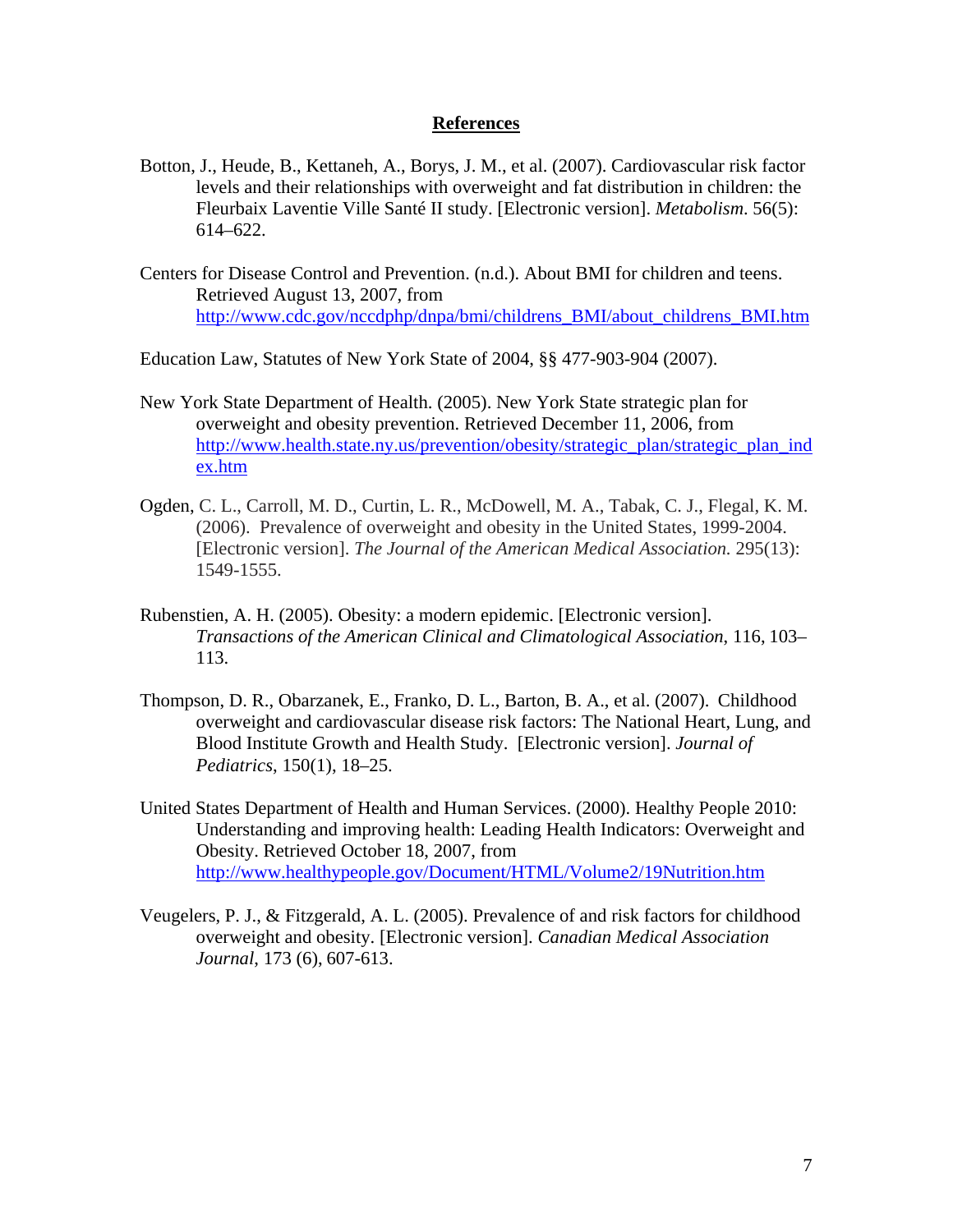## References

Botton, J., Heude, B., Kettaneh, A., Borys, J. M., et al. (2007). Cardiovascular risk factor levels and their relationships with overweight and fat distribution in children: the Fleurbaix Laventie Ville Santé II study. [Electronic version]. *Metabolism*. 56(5): 614–622.

Centers for Disease Control and Prevention. (n.d.). About BMI for children and teens. Retrieved August 13, 2007, from http://www.cdc.gov/nccdphp/dnpa/bmi/childrens_BMI/about_childrens_BMI.htm

Education Law, Statutes of New York State of 2004, §§ 477-903-904 (2007).

New York State Department of Health. (2005). New York State strategic plan for overweight and obesity prevention. Retrieved December 11, 2006, from http://www.health.state.ny.us/prevention/obesity/strategic_plan/strategic_plan_index.htm

Ogden, C. L., Carroll, M. D., Curtin, L. R., McDowell, M. A., Tabak, C. J., Flegal, K. M. (2006). Prevalence of overweight and obesity in the United States, 1999-2004. [Electronic version]. *The Journal of the American Medical Association.* 295(13): 1549-1555.

Rubenstien, A. H. (2005). Obesity: a modern epidemic. [Electronic version]. *Transactions of the American Clinical and Climatological Association*, 116, 103–113.

Thompson, D. R., Obarzanek, E., Franko, D. L., Barton, B. A., et al. (2007). Childhood overweight and cardiovascular disease risk factors: The National Heart, Lung, and Blood Institute Growth and Health Study. [Electronic version]. *Journal of Pediatrics*, 150(1), 18–25.

United States Department of Health and Human Services. (2000). Healthy People 2010: Understanding and improving health: Leading Health Indicators: Overweight and Obesity. Retrieved October 18, 2007, from http://www.healthypeople.gov/Document/HTML/Volume2/19Nutrition.htm

Veugelers, P. J., & Fitzgerald, A. L. (2005). Prevalence of and risk factors for childhood overweight and obesity. [Electronic version]. *Canadian Medical Association Journal*, 173 (6), 607-613.